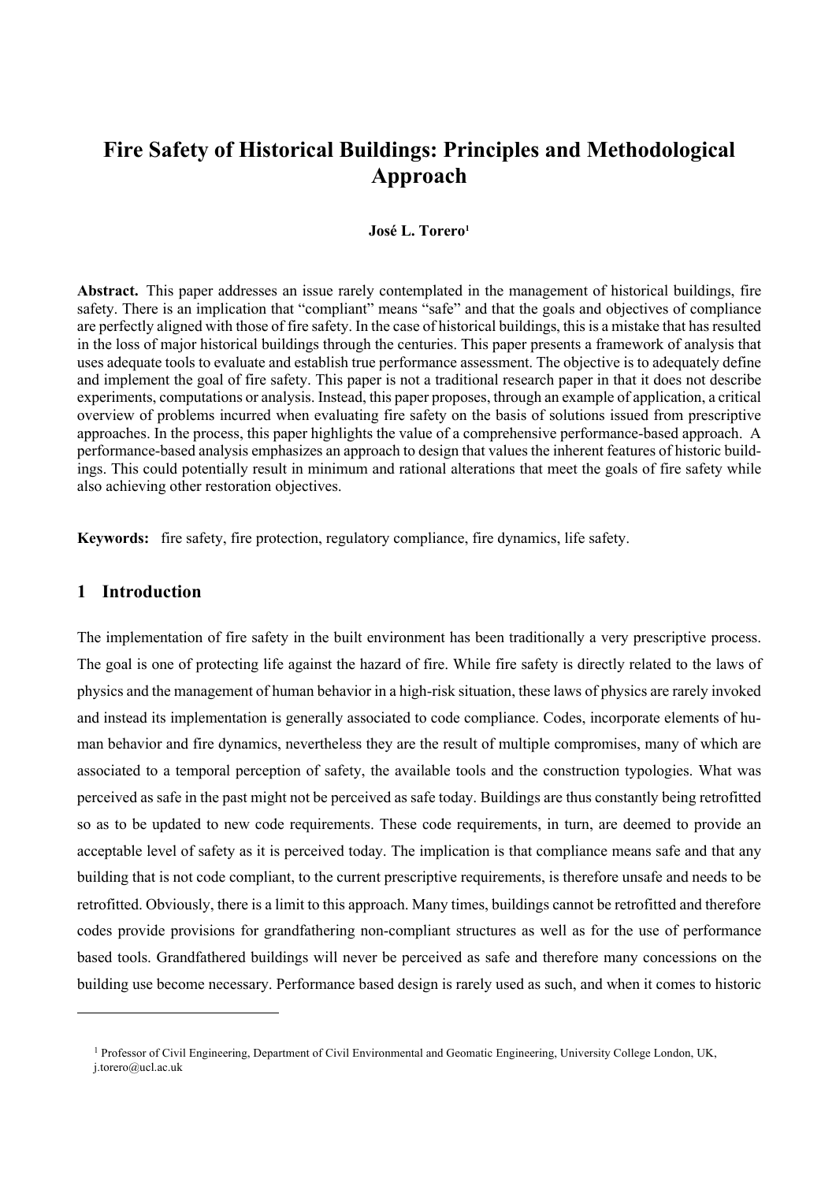# Fire Safety of Historical Buildings: Principles and Methodological Approach

**José L. Torero**[1]

**Abstract.** This paper addresses an issue rarely contemplated in the management of historical buildings, fire safety. There is an implication that "compliant" means "safe" and that the goals and objectives of compliance are perfectly aligned with those of fire safety. In the case of historical buildings, this is a mistake that has resulted in the loss of major historical buildings through the centuries. This paper presents a framework of analysis that uses adequate tools to evaluate and establish true performance assessment. The objective is to adequately define and implement the goal of fire safety. This paper is not a traditional research paper in that it does not describe experiments, computations or analysis. Instead, this paper proposes, through an example of application, a critical overview of problems incurred when evaluating fire safety on the basis of solutions issued from prescriptive approaches. In the process, this paper highlights the value of a comprehensive performance-based approach. A performance-based analysis emphasizes an approach to design that values the inherent features of historic buildings. This could potentially result in minimum and rational alterations that meet the goals of fire safety while also achieving other restoration objectives.

**Keywords:** fire safety, fire protection, regulatory compliance, fire dynamics, life safety.

## 1 Introduction

The implementation of fire safety in the built environment has been traditionally a very prescriptive process. The goal is one of protecting life against the hazard of fire. While fire safety is directly related to the laws of physics and the management of human behavior in a high-risk situation, these laws of physics are rarely invoked and instead its implementation is generally associated to code compliance. Codes, incorporate elements of human behavior and fire dynamics, nevertheless they are the result of multiple compromises, many of which are associated to a temporal perception of safety, the available tools and the construction typologies. What was perceived as safe in the past might not be perceived as safe today. Buildings are thus constantly being retrofitted so as to be updated to new code requirements. These code requirements, in turn, are deemed to provide an acceptable level of safety as it is perceived today. The implication is that compliance means safe and that any building that is not code compliant, to the current prescriptive requirements, is therefore unsafe and needs to be retrofitted. Obviously, there is a limit to this approach. Many times, buildings cannot be retrofitted and therefore codes provide provisions for grandfathering non-compliant structures as well as for the use of performance based tools. Grandfathered buildings will never be perceived as safe and therefore many concessions on the building use become necessary. Performance based design is rarely used as such, and when it comes to historic

[1] Professor of Civil Engineering, Department of Civil Environmental and Geomatic Engineering, University College London, UK, j.torero@ucl.ac.uk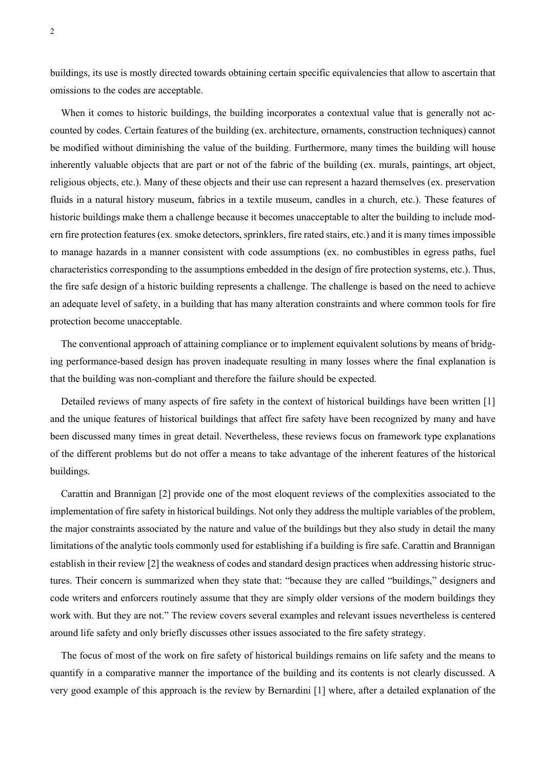buildings, its use is mostly directed towards obtaining certain specific equivalencies that allow to ascertain that omissions to the codes are acceptable.

When it comes to historic buildings, the building incorporates a contextual value that is generally not accounted by codes. Certain features of the building (ex. architecture, ornaments, construction techniques) cannot be modified without diminishing the value of the building. Furthermore, many times the building will house inherently valuable objects that are part or not of the fabric of the building (ex. murals, paintings, art object, religious objects, etc.). Many of these objects and their use can represent a hazard themselves (ex. preservation fluids in a natural history museum, fabrics in a textile museum, candles in a church, etc.). These features of historic buildings make them a challenge because it becomes unacceptable to alter the building to include modern fire protection features (ex. smoke detectors, sprinklers, fire rated stairs, etc.) and it is many times impossible to manage hazards in a manner consistent with code assumptions (ex. no combustibles in egress paths, fuel characteristics corresponding to the assumptions embedded in the design of fire protection systems, etc.). Thus, the fire safe design of a historic building represents a challenge. The challenge is based on the need to achieve an adequate level of safety, in a building that has many alteration constraints and where common tools for fire protection become unacceptable.

The conventional approach of attaining compliance or to implement equivalent solutions by means of bridging performance-based design has proven inadequate resulting in many losses where the final explanation is that the building was non-compliant and therefore the failure should be expected.

Detailed reviews of many aspects of fire safety in the context of historical buildings have been written [1] and the unique features of historical buildings that affect fire safety have been recognized by many and have been discussed many times in great detail. Nevertheless, these reviews focus on framework type explanations of the different problems but do not offer a means to take advantage of the inherent features of the historical buildings.

Carattin and Brannigan [2] provide one of the most eloquent reviews of the complexities associated to the implementation of fire safety in historical buildings. Not only they address the multiple variables of the problem, the major constraints associated by the nature and value of the buildings but they also study in detail the many limitations of the analytic tools commonly used for establishing if a building is fire safe. Carattin and Brannigan establish in their review [2] the weakness of codes and standard design practices when addressing historic structures. Their concern is summarized when they state that: "because they are called "buildings," designers and code writers and enforcers routinely assume that they are simply older versions of the modern buildings they work with. But they are not." The review covers several examples and relevant issues nevertheless is centered around life safety and only briefly discusses other issues associated to the fire safety strategy.

The focus of most of the work on fire safety of historical buildings remains on life safety and the means to quantify in a comparative manner the importance of the building and its contents is not clearly discussed. A very good example of this approach is the review by Bernardini [1] where, after a detailed explanation of the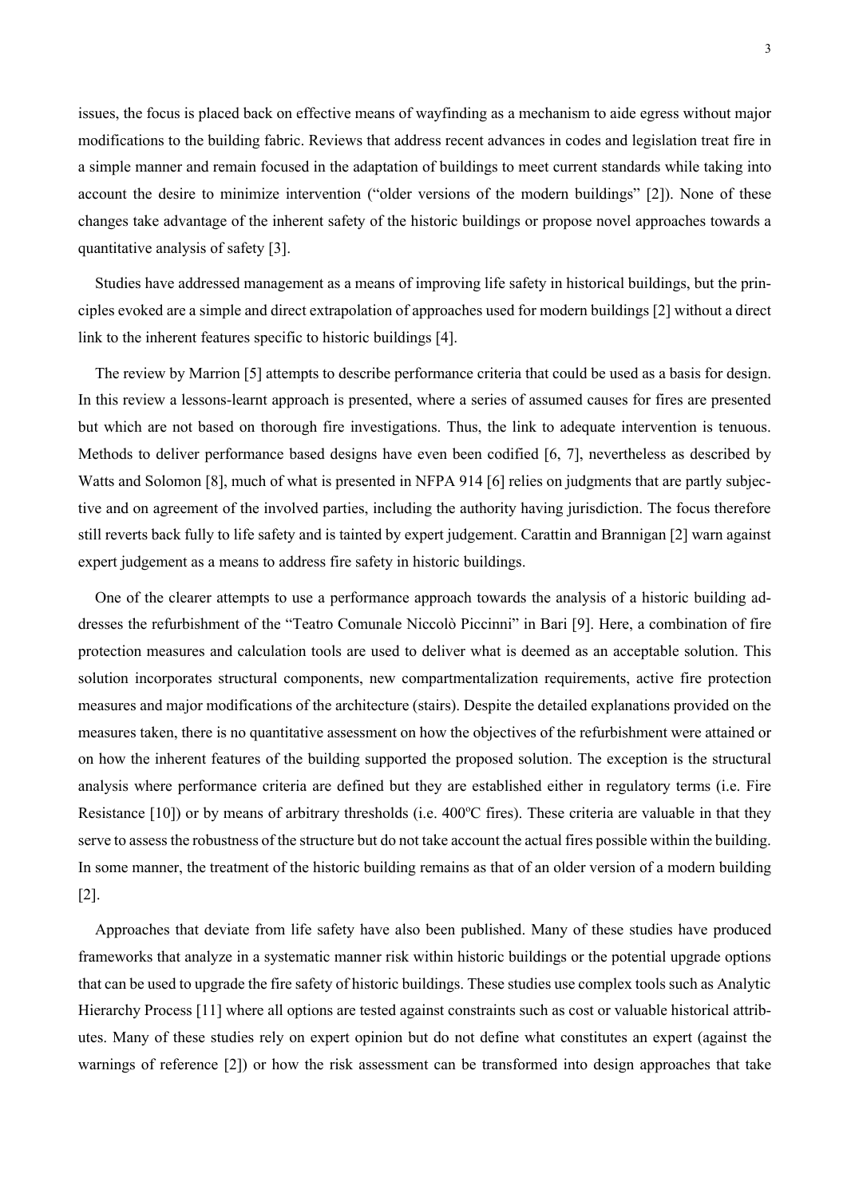issues, the focus is placed back on effective means of wayfinding as a mechanism to aide egress without major modifications to the building fabric. Reviews that address recent advances in codes and legislation treat fire in a simple manner and remain focused in the adaptation of buildings to meet current standards while taking into account the desire to minimize intervention ("older versions of the modern buildings" [2]). None of these changes take advantage of the inherent safety of the historic buildings or propose novel approaches towards a quantitative analysis of safety [3].

Studies have addressed management as a means of improving life safety in historical buildings, but the principles evoked are a simple and direct extrapolation of approaches used for modern buildings [2] without a direct link to the inherent features specific to historic buildings [4].

The review by Marrion [5] attempts to describe performance criteria that could be used as a basis for design. In this review a lessons-learnt approach is presented, where a series of assumed causes for fires are presented but which are not based on thorough fire investigations. Thus, the link to adequate intervention is tenuous. Methods to deliver performance based designs have even been codified [6, 7], nevertheless as described by Watts and Solomon [8], much of what is presented in NFPA 914 [6] relies on judgments that are partly subjective and on agreement of the involved parties, including the authority having jurisdiction. The focus therefore still reverts back fully to life safety and is tainted by expert judgement. Carattin and Brannigan [2] warn against expert judgement as a means to address fire safety in historic buildings.

One of the clearer attempts to use a performance approach towards the analysis of a historic building addresses the refurbishment of the "Teatro Comunale Niccolò Piccinni" in Bari [9]. Here, a combination of fire protection measures and calculation tools are used to deliver what is deemed as an acceptable solution. This solution incorporates structural components, new compartmentalization requirements, active fire protection measures and major modifications of the architecture (stairs). Despite the detailed explanations provided on the measures taken, there is no quantitative assessment on how the objectives of the refurbishment were attained or on how the inherent features of the building supported the proposed solution. The exception is the structural analysis where performance criteria are defined but they are established either in regulatory terms (i.e. Fire Resistance [10]) or by means of arbitrary thresholds (i.e. 400°C fires). These criteria are valuable in that they serve to assess the robustness of the structure but do not take account the actual fires possible within the building. In some manner, the treatment of the historic building remains as that of an older version of a modern building [2].

Approaches that deviate from life safety have also been published. Many of these studies have produced frameworks that analyze in a systematic manner risk within historic buildings or the potential upgrade options that can be used to upgrade the fire safety of historic buildings. These studies use complex tools such as Analytic Hierarchy Process [11] where all options are tested against constraints such as cost or valuable historical attributes. Many of these studies rely on expert opinion but do not define what constitutes an expert (against the warnings of reference [2]) or how the risk assessment can be transformed into design approaches that take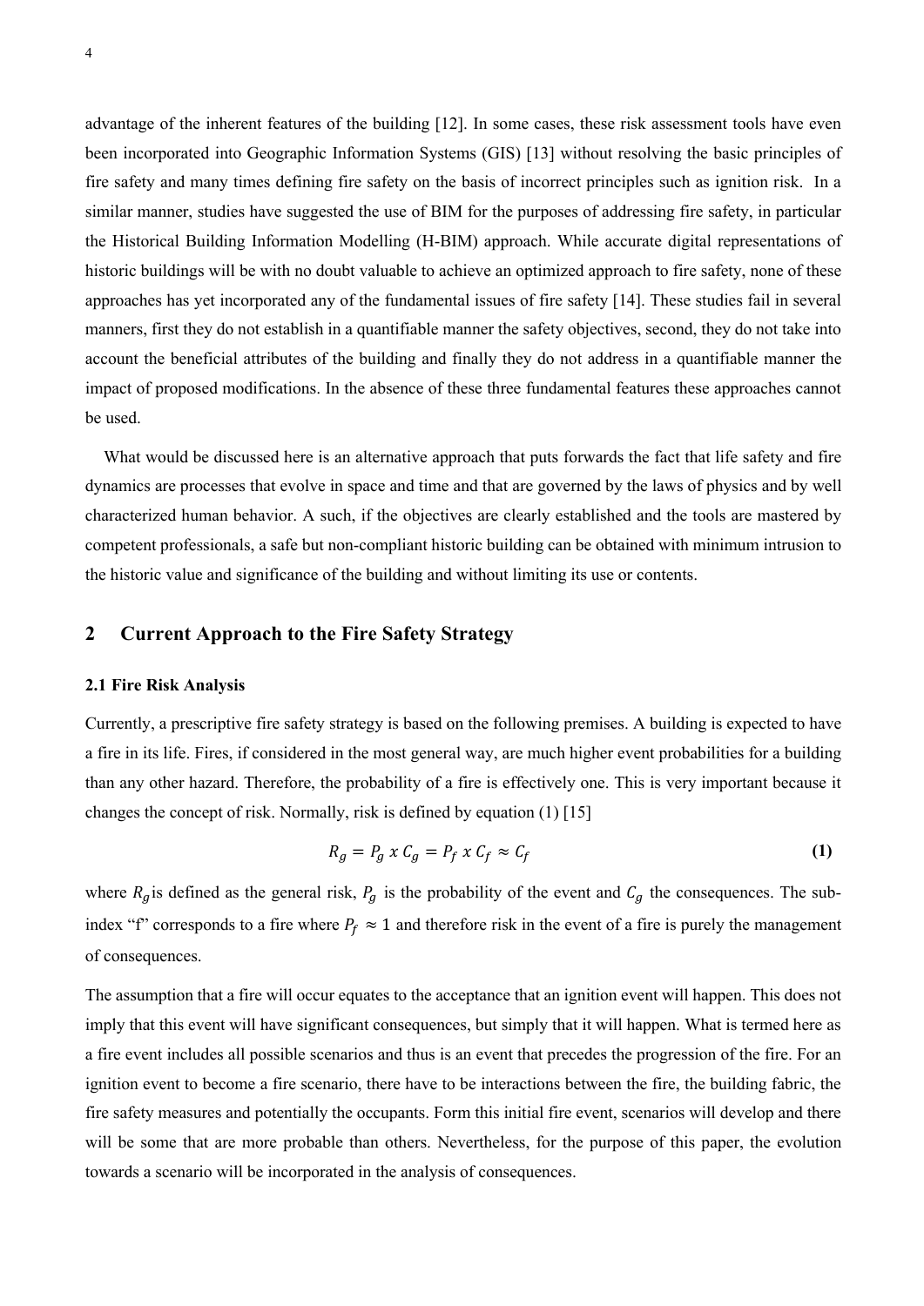advantage of the inherent features of the building [12]. In some cases, these risk assessment tools have even been incorporated into Geographic Information Systems (GIS) [13] without resolving the basic principles of fire safety and many times defining fire safety on the basis of incorrect principles such as ignition risk. In a similar manner, studies have suggested the use of BIM for the purposes of addressing fire safety, in particular the Historical Building Information Modelling (H-BIM) approach. While accurate digital representations of historic buildings will be with no doubt valuable to achieve an optimized approach to fire safety, none of these approaches has yet incorporated any of the fundamental issues of fire safety [14]. These studies fail in several manners, first they do not establish in a quantifiable manner the safety objectives, second, they do not take into account the beneficial attributes of the building and finally they do not address in a quantifiable manner the impact of proposed modifications. In the absence of these three fundamental features these approaches cannot be used.

What would be discussed here is an alternative approach that puts forwards the fact that life safety and fire dynamics are processes that evolve in space and time and that are governed by the laws of physics and by well characterized human behavior. A such, if the objectives are clearly established and the tools are mastered by competent professionals, a safe but non-compliant historic building can be obtained with minimum intrusion to the historic value and significance of the building and without limiting its use or contents.

## 2 Current Approach to the Fire Safety Strategy

### 2.1 Fire Risk Analysis

Currently, a prescriptive fire safety strategy is based on the following premises. A building is expected to have a fire in its life. Fires, if considered in the most general way, are much higher event probabilities for a building than any other hazard. Therefore, the probability of a fire is effectively one. This is very important because it changes the concept of risk. Normally, risk is defined by equation (1) [15]

$$R_g = P_g \; x \; C_g = P_f \; x \; C_f \approx C_f \qquad \textbf{(1)}$$

where $R_g$ is defined as the general risk, $P_g$ is the probability of the event and $C_g$ the consequences. The sub-index "f" corresponds to a fire where $P_f \approx 1$ and therefore risk in the event of a fire is purely the management of consequences.

The assumption that a fire will occur equates to the acceptance that an ignition event will happen. This does not imply that this event will have significant consequences, but simply that it will happen. What is termed here as a fire event includes all possible scenarios and thus is an event that precedes the progression of the fire. For an ignition event to become a fire scenario, there have to be interactions between the fire, the building fabric, the fire safety measures and potentially the occupants. Form this initial fire event, scenarios will develop and there will be some that are more probable than others. Nevertheless, for the purpose of this paper, the evolution towards a scenario will be incorporated in the analysis of consequences.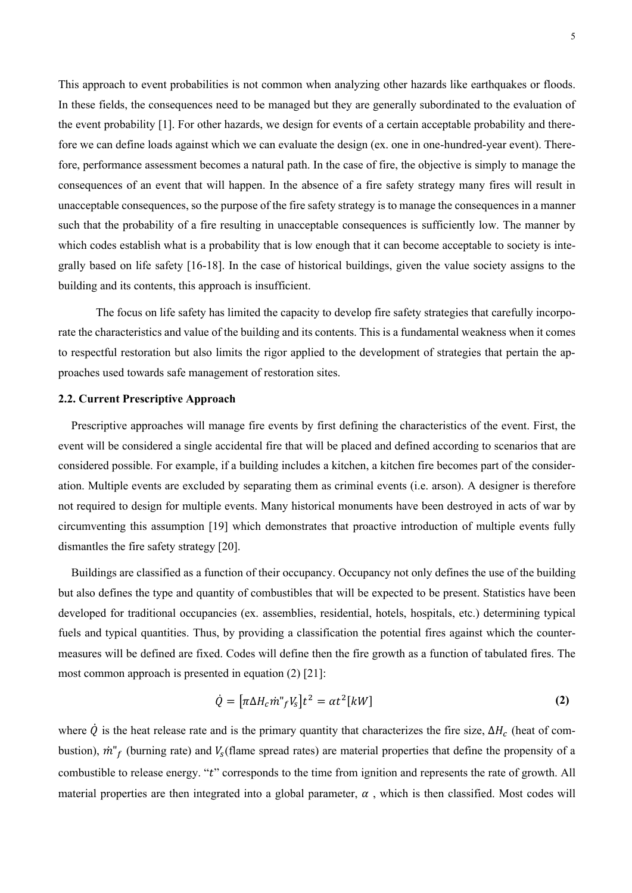This approach to event probabilities is not common when analyzing other hazards like earthquakes or floods. In these fields, the consequences need to be managed but they are generally subordinated to the evaluation of the event probability [1]. For other hazards, we design for events of a certain acceptable probability and therefore we can define loads against which we can evaluate the design (ex. one in one-hundred-year event). Therefore, performance assessment becomes a natural path. In the case of fire, the objective is simply to manage the consequences of an event that will happen. In the absence of a fire safety strategy many fires will result in unacceptable consequences, so the purpose of the fire safety strategy is to manage the consequences in a manner such that the probability of a fire resulting in unacceptable consequences is sufficiently low. The manner by which codes establish what is a probability that is low enough that it can become acceptable to society is integrally based on life safety [16-18]. In the case of historical buildings, given the value society assigns to the building and its contents, this approach is insufficient.

The focus on life safety has limited the capacity to develop fire safety strategies that carefully incorporate the characteristics and value of the building and its contents. This is a fundamental weakness when it comes to respectful restoration but also limits the rigor applied to the development of strategies that pertain the approaches used towards safe management of restoration sites.

### 2.2. Current Prescriptive Approach

Prescriptive approaches will manage fire events by first defining the characteristics of the event. First, the event will be considered a single accidental fire that will be placed and defined according to scenarios that are considered possible. For example, if a building includes a kitchen, a kitchen fire becomes part of the consideration. Multiple events are excluded by separating them as criminal events (i.e. arson). A designer is therefore not required to design for multiple events. Many historical monuments have been destroyed in acts of war by circumventing this assumption [19] which demonstrates that proactive introduction of multiple events fully dismantles the fire safety strategy [20].

Buildings are classified as a function of their occupancy. Occupancy not only defines the use of the building but also defines the type and quantity of combustibles that will be expected to be present. Statistics have been developed for traditional occupancies (ex. assemblies, residential, hotels, hospitals, etc.) determining typical fuels and typical quantities. Thus, by providing a classification the potential fires against which the countermeasures will be defined are fixed. Codes will define then the fire growth as a function of tabulated fires. The most common approach is presented in equation (2) [21]:

$$\dot{Q} = \left[\pi \Delta H_c \dot{m}''_f V_s\right] t^2 = \alpha t^2 [kW] \quad \textbf{(2)}$$

where $\dot{Q}$ is the heat release rate and is the primary quantity that characterizes the fire size, $\Delta H_c$ (heat of combustion), $\dot{m}''_f$ (burning rate) and $V_s$ (flame spread rates) are material properties that define the propensity of a combustible to release energy. "$t$" corresponds to the time from ignition and represents the rate of growth. All material properties are then integrated into a global parameter, $\alpha$ , which is then classified. Most codes will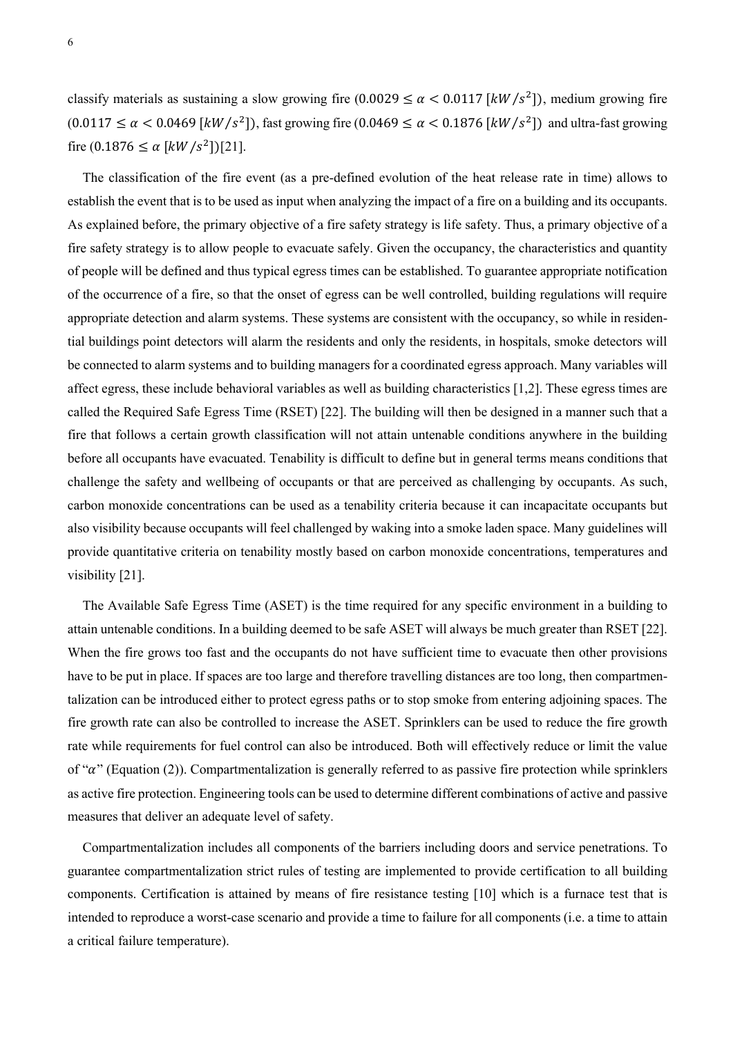classify materials as sustaining a slow growing fire ($0.0029 \leq \alpha < 0.0117$ $[kW/s^2]$), medium growing fire ($0.0117 \leq \alpha < 0.0469$ $[kW/s^2]$), fast growing fire ($0.0469 \leq \alpha < 0.1876$ $[kW/s^2]$) and ultra-fast growing fire ($0.1876 \leq \alpha$ $[kW/s^2]$)[21].

The classification of the fire event (as a pre-defined evolution of the heat release rate in time) allows to establish the event that is to be used as input when analyzing the impact of a fire on a building and its occupants. As explained before, the primary objective of a fire safety strategy is life safety. Thus, a primary objective of a fire safety strategy is to allow people to evacuate safely. Given the occupancy, the characteristics and quantity of people will be defined and thus typical egress times can be established. To guarantee appropriate notification of the occurrence of a fire, so that the onset of egress can be well controlled, building regulations will require appropriate detection and alarm systems. These systems are consistent with the occupancy, so while in residential buildings point detectors will alarm the residents and only the residents, in hospitals, smoke detectors will be connected to alarm systems and to building managers for a coordinated egress approach. Many variables will affect egress, these include behavioral variables as well as building characteristics [1,2]. These egress times are called the Required Safe Egress Time (RSET) [22]. The building will then be designed in a manner such that a fire that follows a certain growth classification will not attain untenable conditions anywhere in the building before all occupants have evacuated. Tenability is difficult to define but in general terms means conditions that challenge the safety and wellbeing of occupants or that are perceived as challenging by occupants. As such, carbon monoxide concentrations can be used as a tenability criteria because it can incapacitate occupants but also visibility because occupants will feel challenged by waking into a smoke laden space. Many guidelines will provide quantitative criteria on tenability mostly based on carbon monoxide concentrations, temperatures and visibility [21].

The Available Safe Egress Time (ASET) is the time required for any specific environment in a building to attain untenable conditions. In a building deemed to be safe ASET will always be much greater than RSET [22]. When the fire grows too fast and the occupants do not have sufficient time to evacuate then other provisions have to be put in place. If spaces are too large and therefore travelling distances are too long, then compartmentalization can be introduced either to protect egress paths or to stop smoke from entering adjoining spaces. The fire growth rate can also be controlled to increase the ASET. Sprinklers can be used to reduce the fire growth rate while requirements for fuel control can also be introduced. Both will effectively reduce or limit the value of "$\alpha$" (Equation (2)). Compartmentalization is generally referred to as passive fire protection while sprinklers as active fire protection. Engineering tools can be used to determine different combinations of active and passive measures that deliver an adequate level of safety.

Compartmentalization includes all components of the barriers including doors and service penetrations. To guarantee compartmentalization strict rules of testing are implemented to provide certification to all building components. Certification is attained by means of fire resistance testing [10] which is a furnace test that is intended to reproduce a worst-case scenario and provide a time to failure for all components (i.e. a time to attain a critical failure temperature).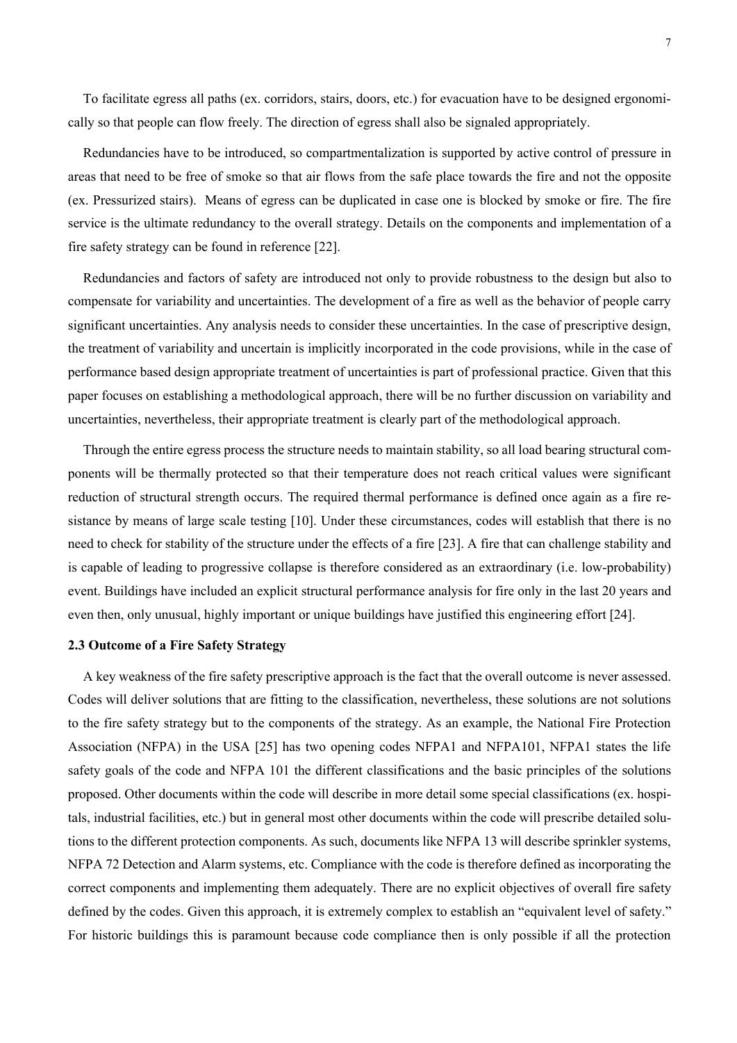To facilitate egress all paths (ex. corridors, stairs, doors, etc.) for evacuation have to be designed ergonomically so that people can flow freely. The direction of egress shall also be signaled appropriately.

Redundancies have to be introduced, so compartmentalization is supported by active control of pressure in areas that need to be free of smoke so that air flows from the safe place towards the fire and not the opposite (ex. Pressurized stairs). Means of egress can be duplicated in case one is blocked by smoke or fire. The fire service is the ultimate redundancy to the overall strategy. Details on the components and implementation of a fire safety strategy can be found in reference [22].

Redundancies and factors of safety are introduced not only to provide robustness to the design but also to compensate for variability and uncertainties. The development of a fire as well as the behavior of people carry significant uncertainties. Any analysis needs to consider these uncertainties. In the case of prescriptive design, the treatment of variability and uncertain is implicitly incorporated in the code provisions, while in the case of performance based design appropriate treatment of uncertainties is part of professional practice. Given that this paper focuses on establishing a methodological approach, there will be no further discussion on variability and uncertainties, nevertheless, their appropriate treatment is clearly part of the methodological approach.

Through the entire egress process the structure needs to maintain stability, so all load bearing structural components will be thermally protected so that their temperature does not reach critical values were significant reduction of structural strength occurs. The required thermal performance is defined once again as a fire resistance by means of large scale testing [10]. Under these circumstances, codes will establish that there is no need to check for stability of the structure under the effects of a fire [23]. A fire that can challenge stability and is capable of leading to progressive collapse is therefore considered as an extraordinary (i.e. low-probability) event. Buildings have included an explicit structural performance analysis for fire only in the last 20 years and even then, only unusual, highly important or unique buildings have justified this engineering effort [24].

### 2.3 Outcome of a Fire Safety Strategy

A key weakness of the fire safety prescriptive approach is the fact that the overall outcome is never assessed. Codes will deliver solutions that are fitting to the classification, nevertheless, these solutions are not solutions to the fire safety strategy but to the components of the strategy. As an example, the National Fire Protection Association (NFPA) in the USA [25] has two opening codes NFPA1 and NFPA101, NFPA1 states the life safety goals of the code and NFPA 101 the different classifications and the basic principles of the solutions proposed. Other documents within the code will describe in more detail some special classifications (ex. hospitals, industrial facilities, etc.) but in general most other documents within the code will prescribe detailed solutions to the different protection components. As such, documents like NFPA 13 will describe sprinkler systems, NFPA 72 Detection and Alarm systems, etc. Compliance with the code is therefore defined as incorporating the correct components and implementing them adequately. There are no explicit objectives of overall fire safety defined by the codes. Given this approach, it is extremely complex to establish an "equivalent level of safety." For historic buildings this is paramount because code compliance then is only possible if all the protection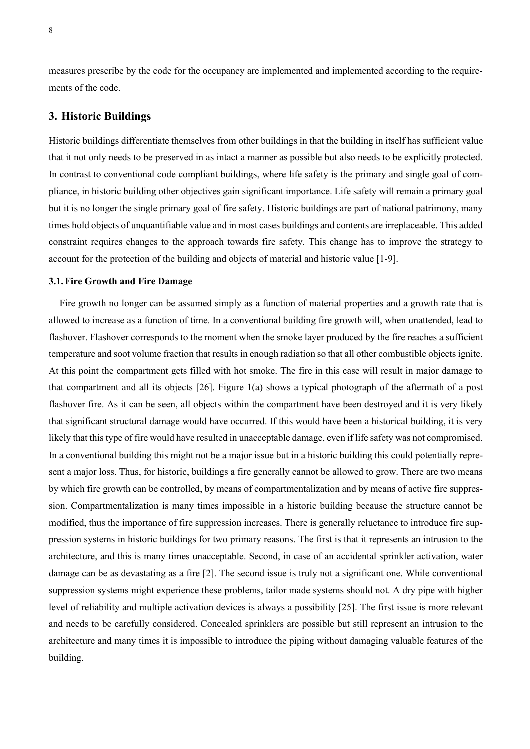measures prescribe by the code for the occupancy are implemented and implemented according to the requirements of the code.

## 3. Historic Buildings

Historic buildings differentiate themselves from other buildings in that the building in itself has sufficient value that it not only needs to be preserved in as intact a manner as possible but also needs to be explicitly protected. In contrast to conventional code compliant buildings, where life safety is the primary and single goal of compliance, in historic building other objectives gain significant importance. Life safety will remain a primary goal but it is no longer the single primary goal of fire safety. Historic buildings are part of national patrimony, many times hold objects of unquantifiable value and in most cases buildings and contents are irreplaceable. This added constraint requires changes to the approach towards fire safety. This change has to improve the strategy to account for the protection of the building and objects of material and historic value [1-9].

### 3.1. Fire Growth and Fire Damage

Fire growth no longer can be assumed simply as a function of material properties and a growth rate that is allowed to increase as a function of time. In a conventional building fire growth will, when unattended, lead to flashover. Flashover corresponds to the moment when the smoke layer produced by the fire reaches a sufficient temperature and soot volume fraction that results in enough radiation so that all other combustible objects ignite. At this point the compartment gets filled with hot smoke. The fire in this case will result in major damage to that compartment and all its objects [26]. Figure 1(a) shows a typical photograph of the aftermath of a post flashover fire. As it can be seen, all objects within the compartment have been destroyed and it is very likely that significant structural damage would have occurred. If this would have been a historical building, it is very likely that this type of fire would have resulted in unacceptable damage, even if life safety was not compromised. In a conventional building this might not be a major issue but in a historic building this could potentially represent a major loss. Thus, for historic, buildings a fire generally cannot be allowed to grow. There are two means by which fire growth can be controlled, by means of compartmentalization and by means of active fire suppression. Compartmentalization is many times impossible in a historic building because the structure cannot be modified, thus the importance of fire suppression increases. There is generally reluctance to introduce fire suppression systems in historic buildings for two primary reasons. The first is that it represents an intrusion to the architecture, and this is many times unacceptable. Second, in case of an accidental sprinkler activation, water damage can be as devastating as a fire [2]. The second issue is truly not a significant one. While conventional suppression systems might experience these problems, tailor made systems should not. A dry pipe with higher level of reliability and multiple activation devices is always a possibility [25]. The first issue is more relevant and needs to be carefully considered. Concealed sprinklers are possible but still represent an intrusion to the architecture and many times it is impossible to introduce the piping without damaging valuable features of the building.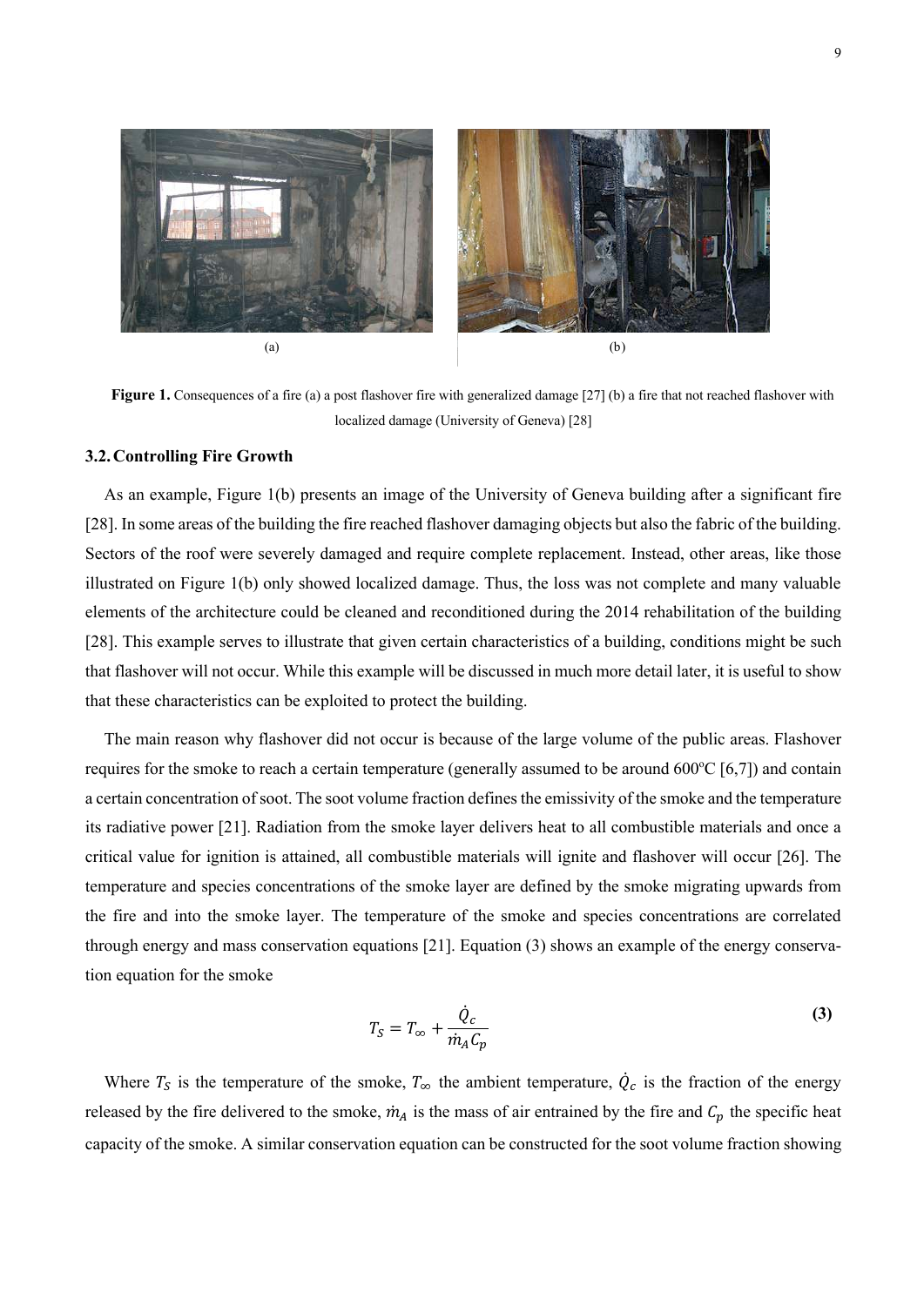(a) (b)

**Figure 1.** Consequences of a fire (a) a post flashover fire with generalized damage [27] (b) a fire that not reached flashover with localized damage (University of Geneva) [28]

## 3.2. Controlling Fire Growth

As an example, Figure 1(b) presents an image of the University of Geneva building after a significant fire [28]. In some areas of the building the fire reached flashover damaging objects but also the fabric of the building. Sectors of the roof were severely damaged and require complete replacement. Instead, other areas, like those illustrated on Figure 1(b) only showed localized damage. Thus, the loss was not complete and many valuable elements of the architecture could be cleaned and reconditioned during the 2014 rehabilitation of the building [28]. This example serves to illustrate that given certain characteristics of a building, conditions might be such that flashover will not occur. While this example will be discussed in much more detail later, it is useful to show that these characteristics can be exploited to protect the building.

The main reason why flashover did not occur is because of the large volume of the public areas. Flashover requires for the smoke to reach a certain temperature (generally assumed to be around 600ºC [6,7]) and contain a certain concentration of soot. The soot volume fraction defines the emissivity of the smoke and the temperature its radiative power [21]. Radiation from the smoke layer delivers heat to all combustible materials and once a critical value for ignition is attained, all combustible materials will ignite and flashover will occur [26]. The temperature and species concentrations of the smoke layer are defined by the smoke migrating upwards from the fire and into the smoke layer. The temperature of the smoke and species concentrations are correlated through energy and mass conservation equations [21]. Equation (3) shows an example of the energy conservation equation for the smoke

$$T_S = T_\infty + \frac{\dot{Q}_c}{\dot{m}_A C_p} \quad \textbf{(3)}$$

Where $T_S$ is the temperature of the smoke, $T_\infty$ the ambient temperature, $\dot{Q}_c$ is the fraction of the energy released by the fire delivered to the smoke, $\dot{m}_A$ is the mass of air entrained by the fire and $C_p$ the specific heat capacity of the smoke. A similar conservation equation can be constructed for the soot volume fraction showing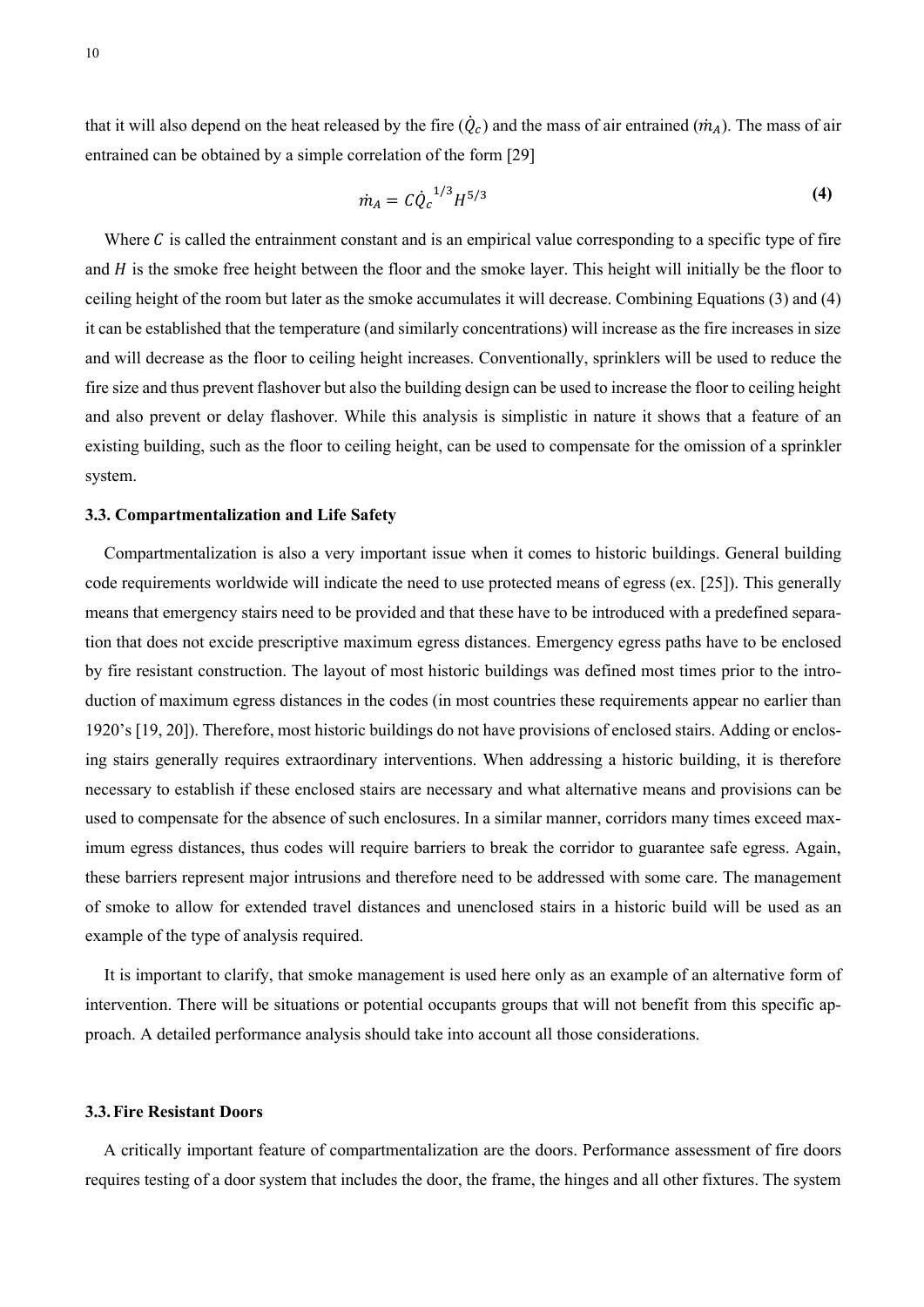that it will also depend on the heat released by the fire ($\dot{Q}_c$) and the mass of air entrained ($\dot{m}_A$). The mass of air entrained can be obtained by a simple correlation of the form [29]

$$\dot{m}_A = C\dot{Q}_c^{\,1/3} H^{5/3} \quad \textbf{(4)}$$

Where $C$ is called the entrainment constant and is an empirical value corresponding to a specific type of fire and $H$ is the smoke free height between the floor and the smoke layer. This height will initially be the floor to ceiling height of the room but later as the smoke accumulates it will decrease. Combining Equations (3) and (4) it can be established that the temperature (and similarly concentrations) will increase as the fire increases in size and will decrease as the floor to ceiling height increases. Conventionally, sprinklers will be used to reduce the fire size and thus prevent flashover but also the building design can be used to increase the floor to ceiling height and also prevent or delay flashover. While this analysis is simplistic in nature it shows that a feature of an existing building, such as the floor to ceiling height, can be used to compensate for the omission of a sprinkler system.

### 3.3. Compartmentalization and Life Safety

Compartmentalization is also a very important issue when it comes to historic buildings. General building code requirements worldwide will indicate the need to use protected means of egress (ex. [25]). This generally means that emergency stairs need to be provided and that these have to be introduced with a predefined separation that does not excide prescriptive maximum egress distances. Emergency egress paths have to be enclosed by fire resistant construction. The layout of most historic buildings was defined most times prior to the introduction of maximum egress distances in the codes (in most countries these requirements appear no earlier than 1920's [19, 20]). Therefore, most historic buildings do not have provisions of enclosed stairs. Adding or enclosing stairs generally requires extraordinary interventions. When addressing a historic building, it is therefore necessary to establish if these enclosed stairs are necessary and what alternative means and provisions can be used to compensate for the absence of such enclosures. In a similar manner, corridors many times exceed maximum egress distances, thus codes will require barriers to break the corridor to guarantee safe egress. Again, these barriers represent major intrusions and therefore need to be addressed with some care. The management of smoke to allow for extended travel distances and unenclosed stairs in a historic build will be used as an example of the type of analysis required.

It is important to clarify, that smoke management is used here only as an example of an alternative form of intervention. There will be situations or potential occupants groups that will not benefit from this specific approach. A detailed performance analysis should take into account all those considerations.

### 3.3. Fire Resistant Doors

A critically important feature of compartmentalization are the doors. Performance assessment of fire doors requires testing of a door system that includes the door, the frame, the hinges and all other fixtures. The system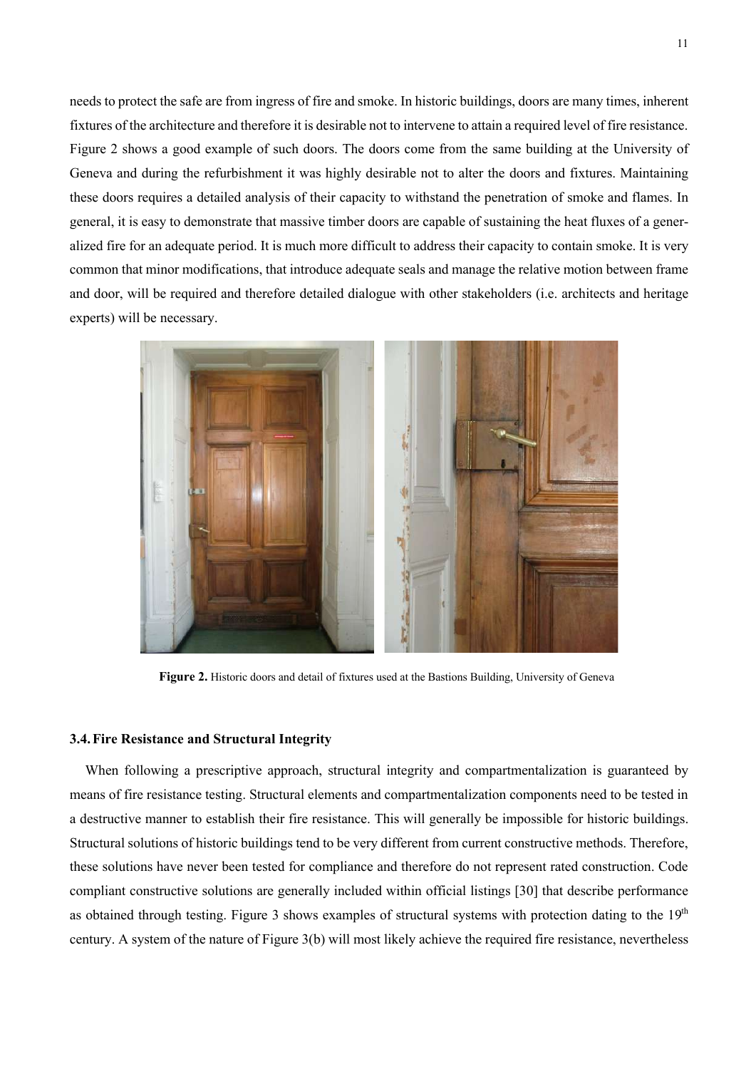needs to protect the safe are from ingress of fire and smoke. In historic buildings, doors are many times, inherent fixtures of the architecture and therefore it is desirable not to intervene to attain a required level of fire resistance. Figure 2 shows a good example of such doors. The doors come from the same building at the University of Geneva and during the refurbishment it was highly desirable not to alter the doors and fixtures. Maintaining these doors requires a detailed analysis of their capacity to withstand the penetration of smoke and flames. In general, it is easy to demonstrate that massive timber doors are capable of sustaining the heat fluxes of a generalized fire for an adequate period. It is much more difficult to address their capacity to contain smoke. It is very common that minor modifications, that introduce adequate seals and manage the relative motion between frame and door, will be required and therefore detailed dialogue with other stakeholders (i.e. architects and heritage experts) will be necessary.

**Figure 2.** Historic doors and detail of fixtures used at the Bastions Building, University of Geneva

### 3.4. Fire Resistance and Structural Integrity

When following a prescriptive approach, structural integrity and compartmentalization is guaranteed by means of fire resistance testing. Structural elements and compartmentalization components need to be tested in a destructive manner to establish their fire resistance. This will generally be impossible for historic buildings. Structural solutions of historic buildings tend to be very different from current constructive methods. Therefore, these solutions have never been tested for compliance and therefore do not represent rated construction. Code compliant constructive solutions are generally included within official listings [30] that describe performance as obtained through testing. Figure 3 shows examples of structural systems with protection dating to the 19th century. A system of the nature of Figure 3(b) will most likely achieve the required fire resistance, nevertheless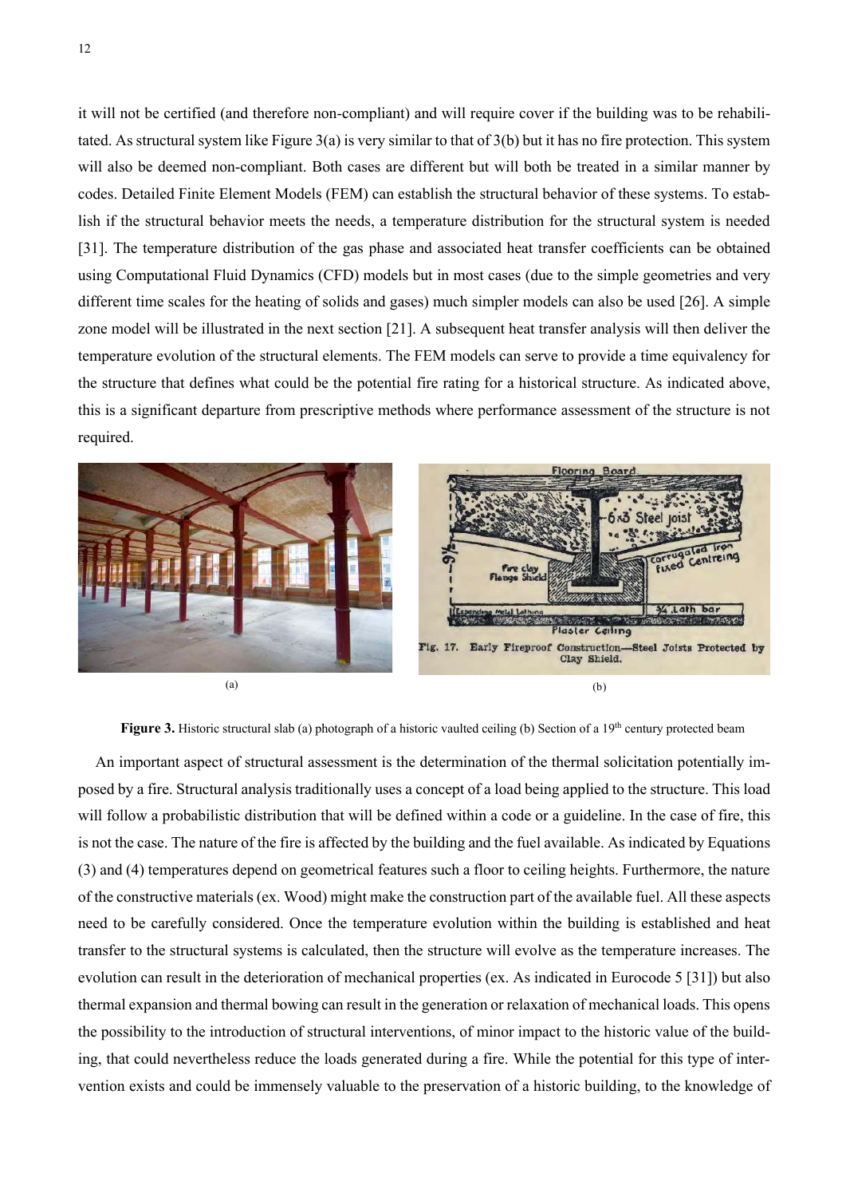it will not be certified (and therefore non-compliant) and will require cover if the building was to be rehabilitated. As structural system like Figure 3(a) is very similar to that of 3(b) but it has no fire protection. This system will also be deemed non-compliant. Both cases are different but will both be treated in a similar manner by codes. Detailed Finite Element Models (FEM) can establish the structural behavior of these systems. To establish if the structural behavior meets the needs, a temperature distribution for the structural system is needed [31]. The temperature distribution of the gas phase and associated heat transfer coefficients can be obtained using Computational Fluid Dynamics (CFD) models but in most cases (due to the simple geometries and very different time scales for the heating of solids and gases) much simpler models can also be used [26]. A simple zone model will be illustrated in the next section [21]. A subsequent heat transfer analysis will then deliver the temperature evolution of the structural elements. The FEM models can serve to provide a time equivalency for the structure that defines what could be the potential fire rating for a historical structure. As indicated above, this is a significant departure from prescriptive methods where performance assessment of the structure is not required.

(a)

(b)

**Figure 3.** Historic structural slab (a) photograph of a historic vaulted ceiling (b) Section of a 19th century protected beam

An important aspect of structural assessment is the determination of the thermal solicitation potentially imposed by a fire. Structural analysis traditionally uses a concept of a load being applied to the structure. This load will follow a probabilistic distribution that will be defined within a code or a guideline. In the case of fire, this is not the case. The nature of the fire is affected by the building and the fuel available. As indicated by Equations (3) and (4) temperatures depend on geometrical features such a floor to ceiling heights. Furthermore, the nature of the constructive materials (ex. Wood) might make the construction part of the available fuel. All these aspects need to be carefully considered. Once the temperature evolution within the building is established and heat transfer to the structural systems is calculated, then the structure will evolve as the temperature increases. The evolution can result in the deterioration of mechanical properties (ex. As indicated in Eurocode 5 [31]) but also thermal expansion and thermal bowing can result in the generation or relaxation of mechanical loads. This opens the possibility to the introduction of structural interventions, of minor impact to the historic value of the building, that could nevertheless reduce the loads generated during a fire. While the potential for this type of intervention exists and could be immensely valuable to the preservation of a historic building, to the knowledge of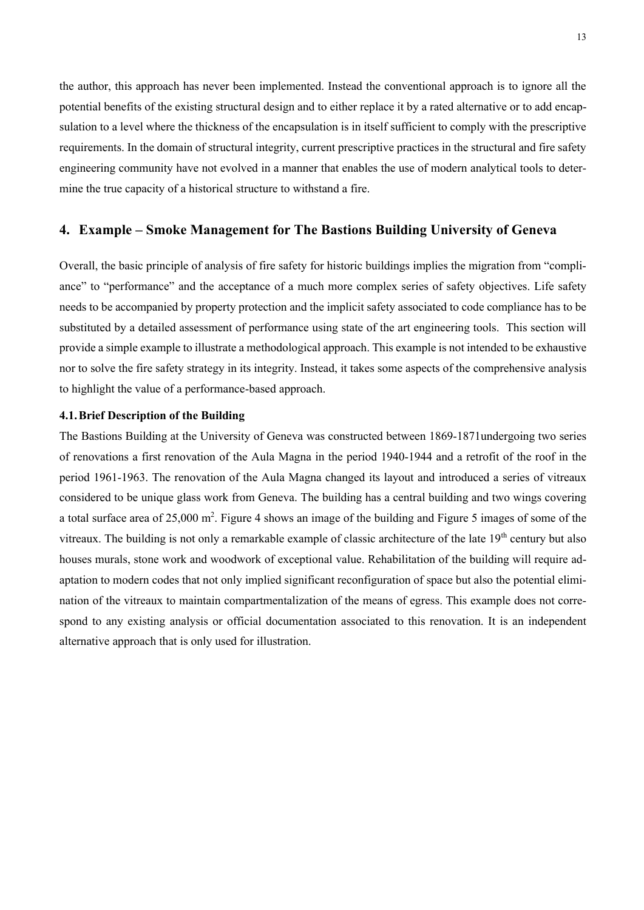the author, this approach has never been implemented. Instead the conventional approach is to ignore all the potential benefits of the existing structural design and to either replace it by a rated alternative or to add encapsulation to a level where the thickness of the encapsulation is in itself sufficient to comply with the prescriptive requirements. In the domain of structural integrity, current prescriptive practices in the structural and fire safety engineering community have not evolved in a manner that enables the use of modern analytical tools to determine the true capacity of a historical structure to withstand a fire.

## 4. Example – Smoke Management for The Bastions Building University of Geneva

Overall, the basic principle of analysis of fire safety for historic buildings implies the migration from "compliance" to "performance" and the acceptance of a much more complex series of safety objectives. Life safety needs to be accompanied by property protection and the implicit safety associated to code compliance has to be substituted by a detailed assessment of performance using state of the art engineering tools. This section will provide a simple example to illustrate a methodological approach. This example is not intended to be exhaustive nor to solve the fire safety strategy in its integrity. Instead, it takes some aspects of the comprehensive analysis to highlight the value of a performance-based approach.

### 4.1. Brief Description of the Building

The Bastions Building at the University of Geneva was constructed between 1869-1871undergoing two series of renovations a first renovation of the Aula Magna in the period 1940-1944 and a retrofit of the roof in the period 1961-1963. The renovation of the Aula Magna changed its layout and introduced a series of vitreaux considered to be unique glass work from Geneva. The building has a central building and two wings covering a total surface area of 25,000 m$^2$. Figure 4 shows an image of the building and Figure 5 images of some of the vitreaux. The building is not only a remarkable example of classic architecture of the late 19$^{th}$ century but also houses murals, stone work and woodwork of exceptional value. Rehabilitation of the building will require adaptation to modern codes that not only implied significant reconfiguration of space but also the potential elimination of the vitreaux to maintain compartmentalization of the means of egress. This example does not correspond to any existing analysis or official documentation associated to this renovation. It is an independent alternative approach that is only used for illustration.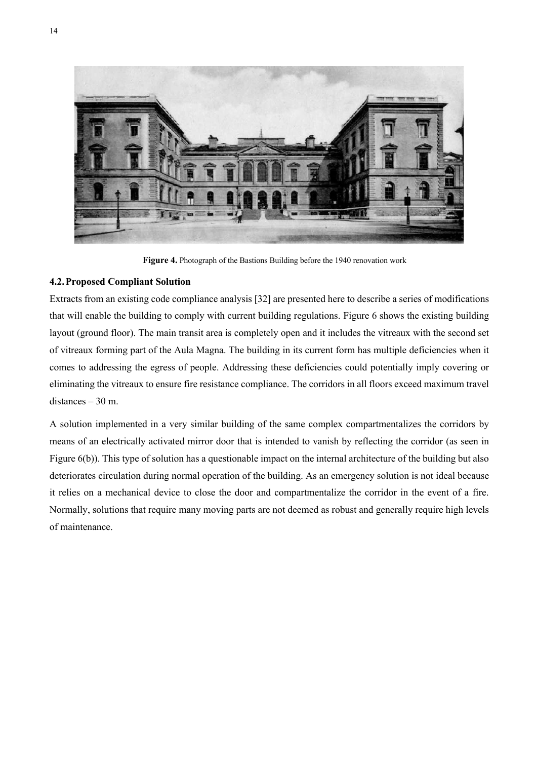**Figure 4.** Photograph of the Bastions Building before the 1940 renovation work

### 4.2. Proposed Compliant Solution

Extracts from an existing code compliance analysis [32] are presented here to describe a series of modifications that will enable the building to comply with current building regulations. Figure 6 shows the existing building layout (ground floor). The main transit area is completely open and it includes the vitreaux with the second set of vitreaux forming part of the Aula Magna. The building in its current form has multiple deficiencies when it comes to addressing the egress of people. Addressing these deficiencies could potentially imply covering or eliminating the vitreaux to ensure fire resistance compliance. The corridors in all floors exceed maximum travel distances – 30 m.

A solution implemented in a very similar building of the same complex compartmentalizes the corridors by means of an electrically activated mirror door that is intended to vanish by reflecting the corridor (as seen in Figure 6(b)). This type of solution has a questionable impact on the internal architecture of the building but also deteriorates circulation during normal operation of the building. As an emergency solution is not ideal because it relies on a mechanical device to close the door and compartmentalize the corridor in the event of a fire. Normally, solutions that require many moving parts are not deemed as robust and generally require high levels of maintenance.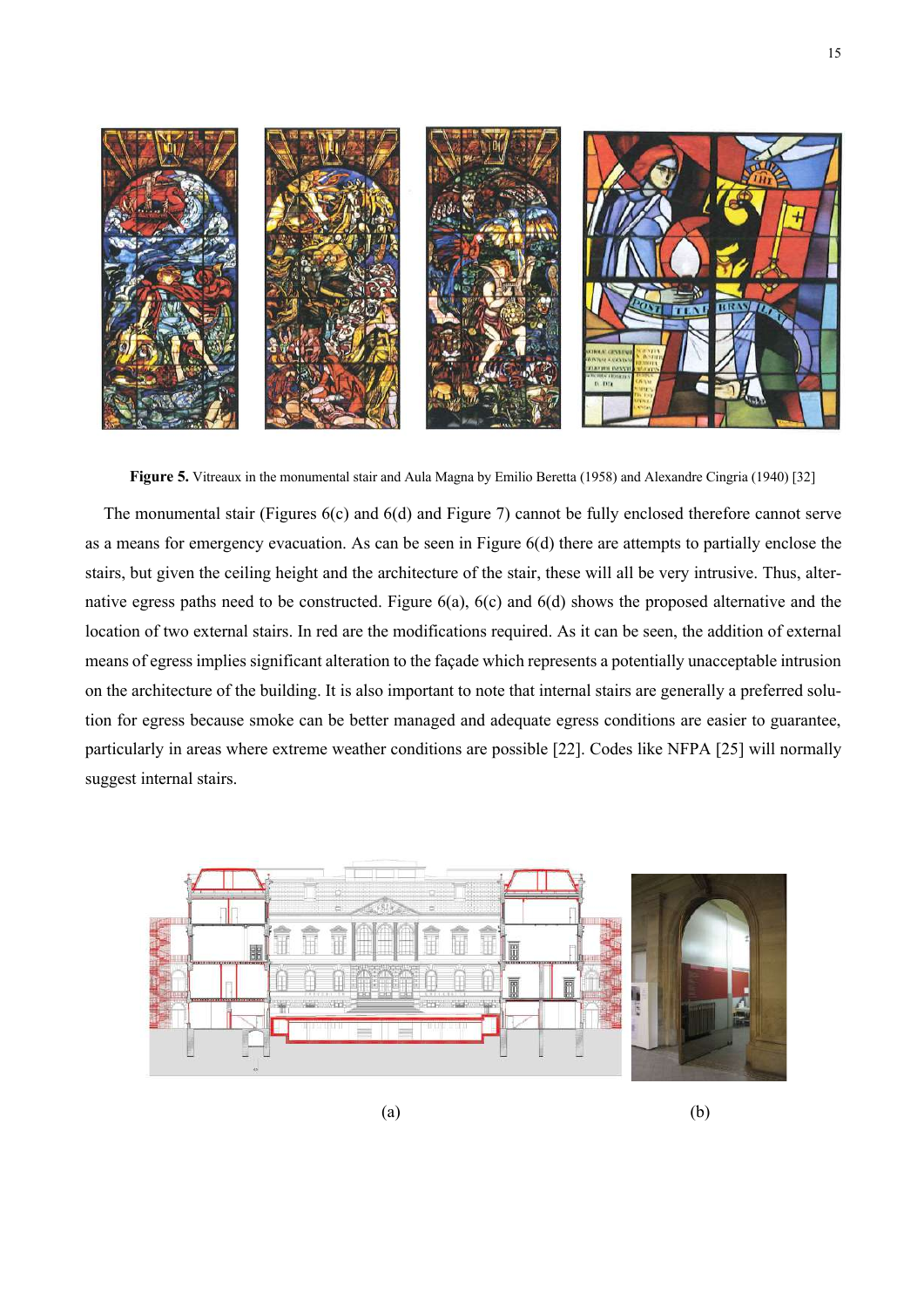**Figure 5.** Vitreaux in the monumental stair and Aula Magna by Emilio Beretta (1958) and Alexandre Cingria (1940) [32]

The monumental stair (Figures 6(c) and 6(d) and Figure 7) cannot be fully enclosed therefore cannot serve as a means for emergency evacuation. As can be seen in Figure 6(d) there are attempts to partially enclose the stairs, but given the ceiling height and the architecture of the stair, these will all be very intrusive. Thus, alternative egress paths need to be constructed. Figure 6(a), 6(c) and 6(d) shows the proposed alternative and the location of two external stairs. In red are the modifications required. As it can be seen, the addition of external means of egress implies significant alteration to the façade which represents a potentially unacceptable intrusion on the architecture of the building. It is also important to note that internal stairs are generally a preferred solution for egress because smoke can be better managed and adequate egress conditions are easier to guarantee, particularly in areas where extreme weather conditions are possible [22]. Codes like NFPA [25] will normally suggest internal stairs.

(a) (b)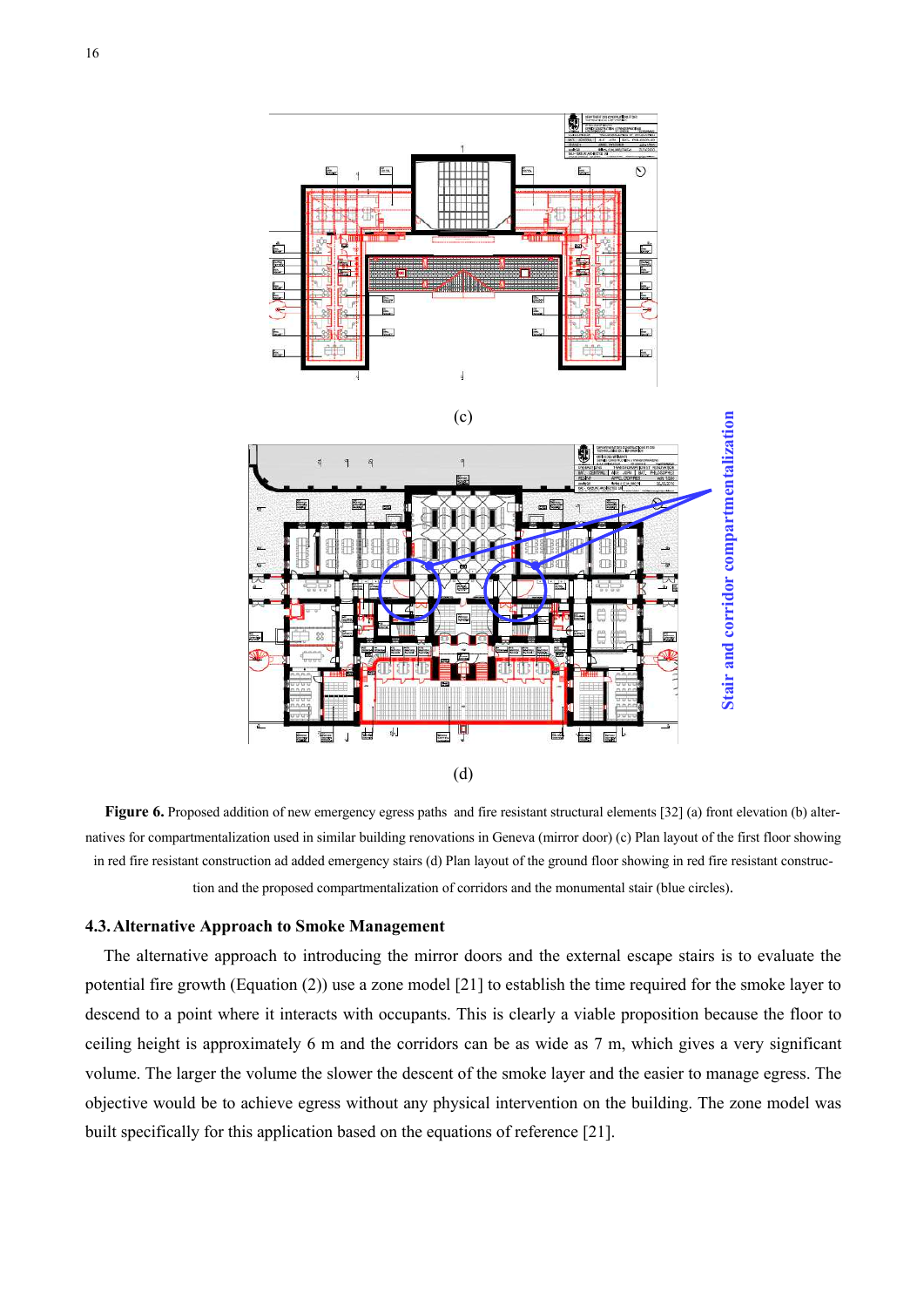(c)

(d)

**Figure 6.** Proposed addition of new emergency egress paths and fire resistant structural elements [32] (a) front elevation (b) alternatives for compartmentalization used in similar building renovations in Geneva (mirror door) (c) Plan layout of the first floor showing in red fire resistant construction ad added emergency stairs (d) Plan layout of the ground floor showing in red fire resistant construction and the proposed compartmentalization of corridors and the monumental stair (blue circles).

### 4.3. Alternative Approach to Smoke Management

The alternative approach to introducing the mirror doors and the external escape stairs is to evaluate the potential fire growth (Equation (2)) use a zone model [21] to establish the time required for the smoke layer to descend to a point where it interacts with occupants. This is clearly a viable proposition because the floor to ceiling height is approximately 6 m and the corridors can be as wide as 7 m, which gives a very significant volume. The larger the volume the slower the descent of the smoke layer and the easier to manage egress. The objective would be to achieve egress without any physical intervention on the building. The zone model was built specifically for this application based on the equations of reference [21].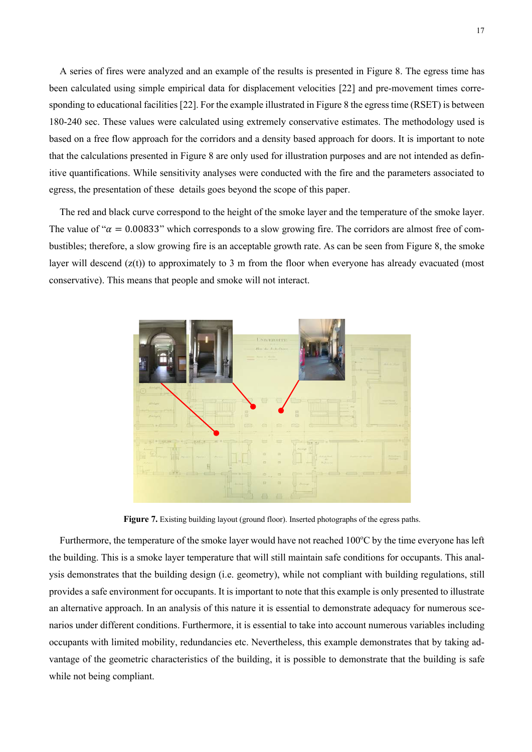A series of fires were analyzed and an example of the results is presented in Figure 8. The egress time has been calculated using simple empirical data for displacement velocities [22] and pre-movement times corresponding to educational facilities [22]. For the example illustrated in Figure 8 the egress time (RSET) is between 180-240 sec. These values were calculated using extremely conservative estimates. The methodology used is based on a free flow approach for the corridors and a density based approach for doors. It is important to note that the calculations presented in Figure 8 are only used for illustration purposes and are not intended as definitive quantifications. While sensitivity analyses were conducted with the fire and the parameters associated to egress, the presentation of these details goes beyond the scope of this paper.

The red and black curve correspond to the height of the smoke layer and the temperature of the smoke layer. The value of "$\alpha = 0.00833$" which corresponds to a slow growing fire. The corridors are almost free of combustibles; therefore, a slow growing fire is an acceptable growth rate. As can be seen from Figure 8, the smoke layer will descend ($z(t)$) to approximately to 3 m from the floor when everyone has already evacuated (most conservative). This means that people and smoke will not interact.

**Figure 7.** Existing building layout (ground floor). Inserted photographs of the egress paths.

Furthermore, the temperature of the smoke layer would have not reached 100°C by the time everyone has left the building. This is a smoke layer temperature that will still maintain safe conditions for occupants. This analysis demonstrates that the building design (i.e. geometry), while not compliant with building regulations, still provides a safe environment for occupants. It is important to note that this example is only presented to illustrate an alternative approach. In an analysis of this nature it is essential to demonstrate adequacy for numerous scenarios under different conditions. Furthermore, it is essential to take into account numerous variables including occupants with limited mobility, redundancies etc. Nevertheless, this example demonstrates that by taking advantage of the geometric characteristics of the building, it is possible to demonstrate that the building is safe while not being compliant.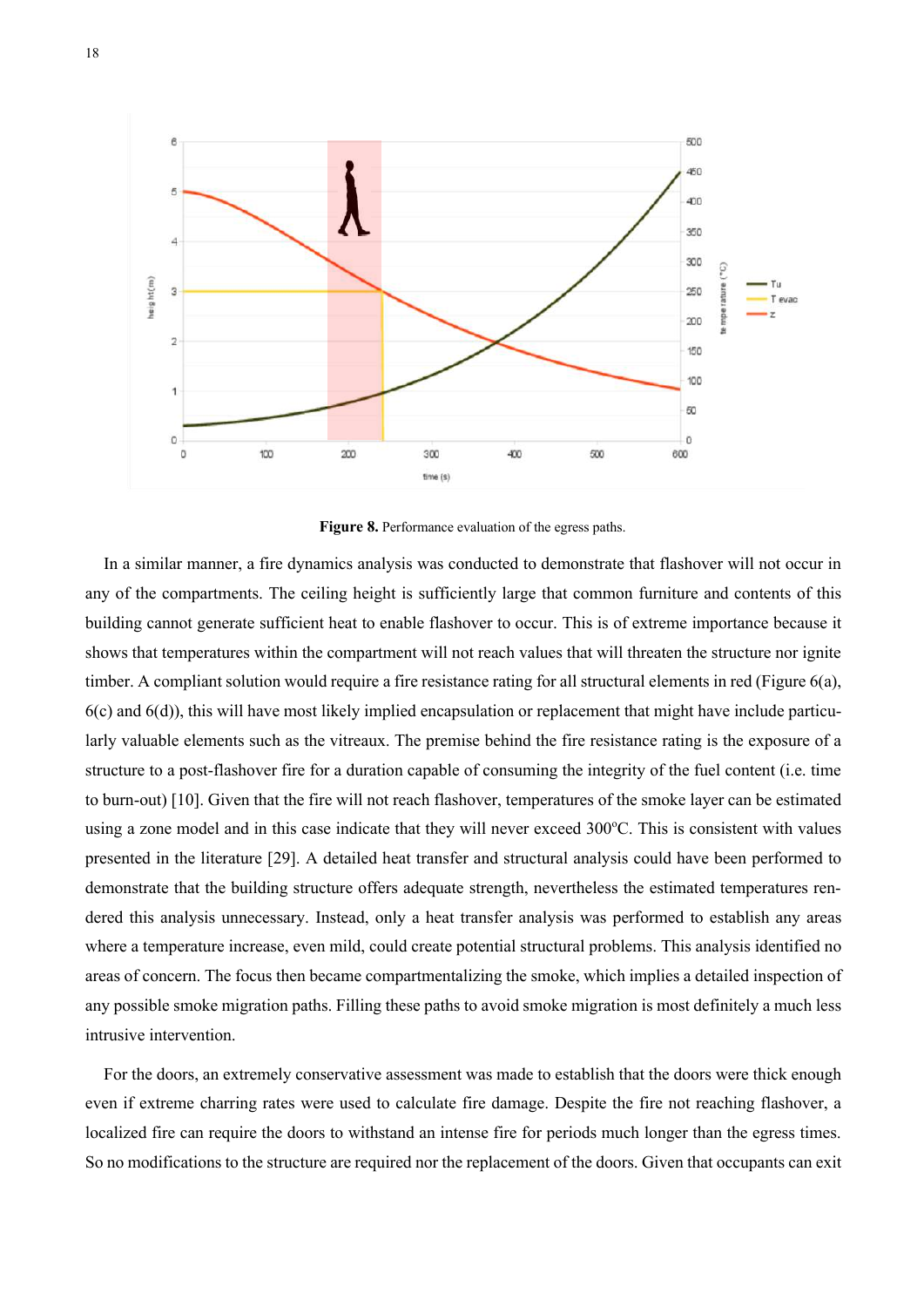0
1
2
3
4
5
6
height (m)
0
100
200
300
400
500
600
time (s)
0
50
100
150
200
250
300
350
400
450
500
temperature (°C)
Tu
T evac
z

**Figure 8.** Performance evaluation of the egress paths.

In a similar manner, a fire dynamics analysis was conducted to demonstrate that flashover will not occur in any of the compartments. The ceiling height is sufficiently large that common furniture and contents of this building cannot generate sufficient heat to enable flashover to occur. This is of extreme importance because it shows that temperatures within the compartment will not reach values that will threaten the structure nor ignite timber. A compliant solution would require a fire resistance rating for all structural elements in red (Figure 6(a), 6(c) and 6(d)), this will have most likely implied encapsulation or replacement that might have include particularly valuable elements such as the vitreaux. The premise behind the fire resistance rating is the exposure of a structure to a post-flashover fire for a duration capable of consuming the integrity of the fuel content (i.e. time to burn-out) [10]. Given that the fire will not reach flashover, temperatures of the smoke layer can be estimated using a zone model and in this case indicate that they will never exceed 300°C. This is consistent with values presented in the literature [29]. A detailed heat transfer and structural analysis could have been performed to demonstrate that the building structure offers adequate strength, nevertheless the estimated temperatures rendered this analysis unnecessary. Instead, only a heat transfer analysis was performed to establish any areas where a temperature increase, even mild, could create potential structural problems. This analysis identified no areas of concern. The focus then became compartmentalizing the smoke, which implies a detailed inspection of any possible smoke migration paths. Filling these paths to avoid smoke migration is most definitely a much less intrusive intervention.

For the doors, an extremely conservative assessment was made to establish that the doors were thick enough even if extreme charring rates were used to calculate fire damage. Despite the fire not reaching flashover, a localized fire can require the doors to withstand an intense fire for periods much longer than the egress times. So no modifications to the structure are required nor the replacement of the doors. Given that occupants can exit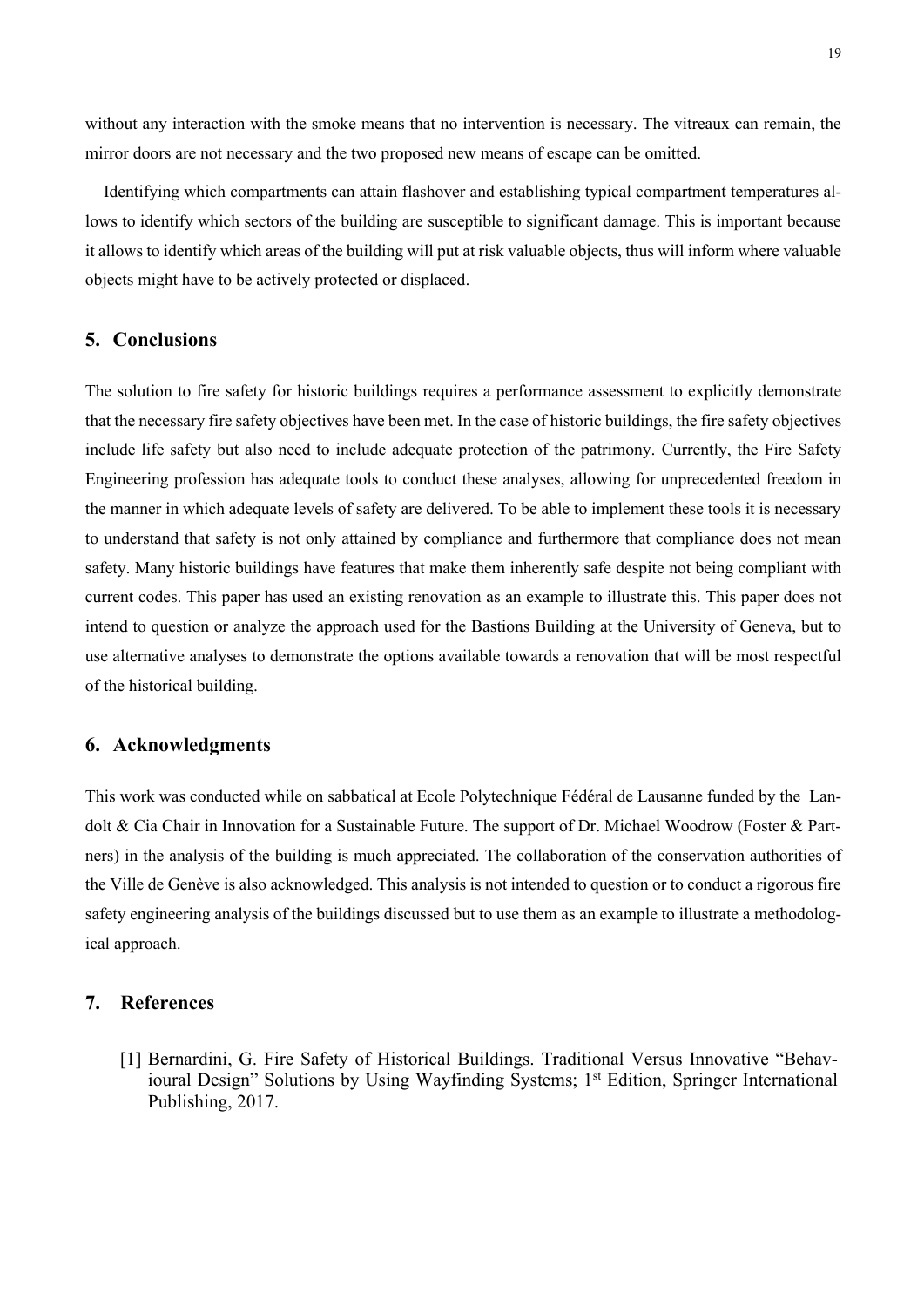without any interaction with the smoke means that no intervention is necessary. The vitreaux can remain, the mirror doors are not necessary and the two proposed new means of escape can be omitted.

Identifying which compartments can attain flashover and establishing typical compartment temperatures allows to identify which sectors of the building are susceptible to significant damage. This is important because it allows to identify which areas of the building will put at risk valuable objects, thus will inform where valuable objects might have to be actively protected or displaced.

## 5. Conclusions

The solution to fire safety for historic buildings requires a performance assessment to explicitly demonstrate that the necessary fire safety objectives have been met. In the case of historic buildings, the fire safety objectives include life safety but also need to include adequate protection of the patrimony. Currently, the Fire Safety Engineering profession has adequate tools to conduct these analyses, allowing for unprecedented freedom in the manner in which adequate levels of safety are delivered. To be able to implement these tools it is necessary to understand that safety is not only attained by compliance and furthermore that compliance does not mean safety. Many historic buildings have features that make them inherently safe despite not being compliant with current codes. This paper has used an existing renovation as an example to illustrate this. This paper does not intend to question or analyze the approach used for the Bastions Building at the University of Geneva, but to use alternative analyses to demonstrate the options available towards a renovation that will be most respectful of the historical building.

## 6. Acknowledgments

This work was conducted while on sabbatical at Ecole Polytechnique Fédéral de Lausanne funded by the Landolt & Cia Chair in Innovation for a Sustainable Future. The support of Dr. Michael Woodrow (Foster & Partners) in the analysis of the building is much appreciated. The collaboration of the conservation authorities of the Ville de Genève is also acknowledged. This analysis is not intended to question or to conduct a rigorous fire safety engineering analysis of the buildings discussed but to use them as an example to illustrate a methodological approach.

## 7. References

[1] Bernardini, G. Fire Safety of Historical Buildings. Traditional Versus Innovative "Behavioural Design" Solutions by Using Wayfinding Systems; 1st Edition, Springer International Publishing, 2017.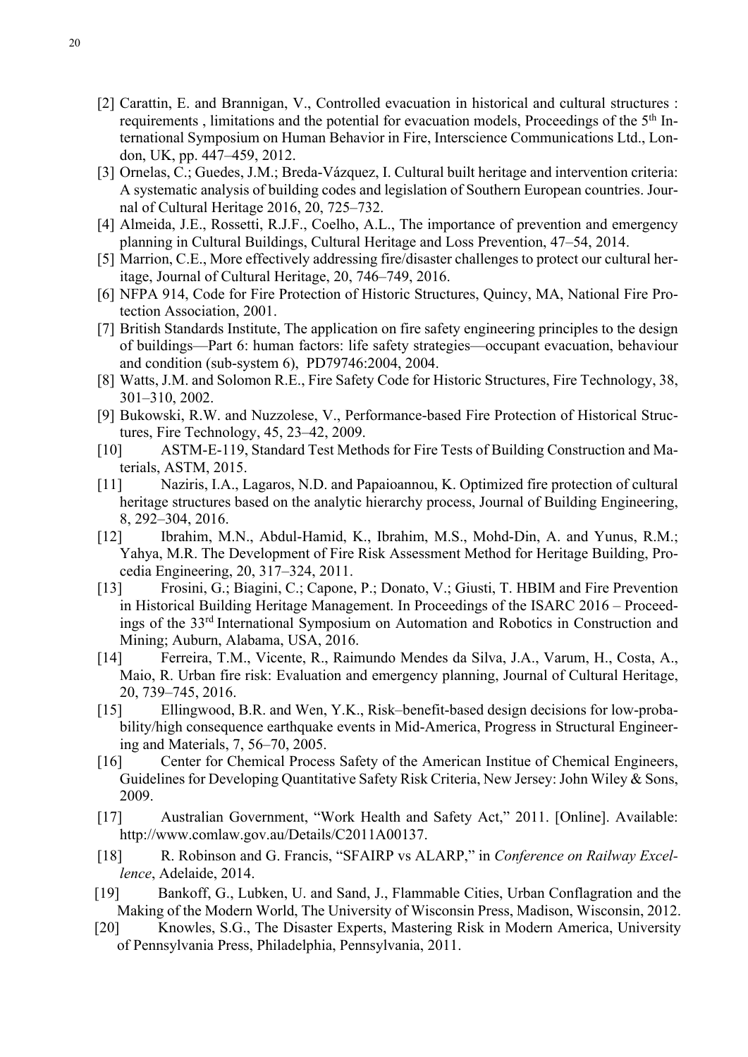[2] Carattin, E. and Brannigan, V., Controlled evacuation in historical and cultural structures : requirements , limitations and the potential for evacuation models, Proceedings of the 5th International Symposium on Human Behavior in Fire, Interscience Communications Ltd., London, UK, pp. 447–459, 2012.

[3] Ornelas, C.; Guedes, J.M.; Breda-Vázquez, I. Cultural built heritage and intervention criteria: A systematic analysis of building codes and legislation of Southern European countries. Journal of Cultural Heritage 2016, 20, 725–732.

[4] Almeida, J.E., Rossetti, R.J.F., Coelho, A.L., The importance of prevention and emergency planning in Cultural Buildings, Cultural Heritage and Loss Prevention, 47–54, 2014.

[5] Marrion, C.E., More effectively addressing fire/disaster challenges to protect our cultural heritage, Journal of Cultural Heritage, 20, 746–749, 2016.

[6] NFPA 914, Code for Fire Protection of Historic Structures, Quincy, MA, National Fire Protection Association, 2001.

[7] British Standards Institute, The application on fire safety engineering principles to the design of buildings—Part 6: human factors: life safety strategies—occupant evacuation, behaviour and condition (sub-system 6), PD79746:2004, 2004.

[8] Watts, J.M. and Solomon R.E., Fire Safety Code for Historic Structures, Fire Technology, 38, 301–310, 2002.

[9] Bukowski, R.W. and Nuzzolese, V., Performance-based Fire Protection of Historical Structures, Fire Technology, 45, 23–42, 2009.

[10] ASTM-E-119, Standard Test Methods for Fire Tests of Building Construction and Materials, ASTM, 2015.

[11] Naziris, I.A., Lagaros, N.D. and Papaioannou, K. Optimized fire protection of cultural heritage structures based on the analytic hierarchy process, Journal of Building Engineering, 8, 292–304, 2016.

[12] Ibrahim, M.N., Abdul-Hamid, K., Ibrahim, M.S., Mohd-Din, A. and Yunus, R.M.; Yahya, M.R. The Development of Fire Risk Assessment Method for Heritage Building, Procedia Engineering, 20, 317–324, 2011.

[13] Frosini, G.; Biagini, C.; Capone, P.; Donato, V.; Giusti, T. HBIM and Fire Prevention in Historical Building Heritage Management. In Proceedings of the ISARC 2016 – Proceedings of the 33rd International Symposium on Automation and Robotics in Construction and Mining; Auburn, Alabama, USA, 2016.

[14] Ferreira, T.M., Vicente, R., Raimundo Mendes da Silva, J.A., Varum, H., Costa, A., Maio, R. Urban fire risk: Evaluation and emergency planning, Journal of Cultural Heritage, 20, 739–745, 2016.

[15] Ellingwood, B.R. and Wen, Y.K., Risk–benefit-based design decisions for low-probability/high consequence earthquake events in Mid-America, Progress in Structural Engineering and Materials, 7, 56–70, 2005.

[16] Center for Chemical Process Safety of the American Institue of Chemical Engineers, Guidelines for Developing Quantitative Safety Risk Criteria, New Jersey: John Wiley & Sons, 2009.

[17] Australian Government, "Work Health and Safety Act," 2011. [Online]. Available: http://www.comlaw.gov.au/Details/C2011A00137.

[18] R. Robinson and G. Francis, "SFAIRP vs ALARP," in *Conference on Railway Excellence*, Adelaide, 2014.

[19] Bankoff, G., Lubken, U. and Sand, J., Flammable Cities, Urban Conflagration and the Making of the Modern World, The University of Wisconsin Press, Madison, Wisconsin, 2012.

[20] Knowles, S.G., The Disaster Experts, Mastering Risk in Modern America, University of Pennsylvania Press, Philadelphia, Pennsylvania, 2011.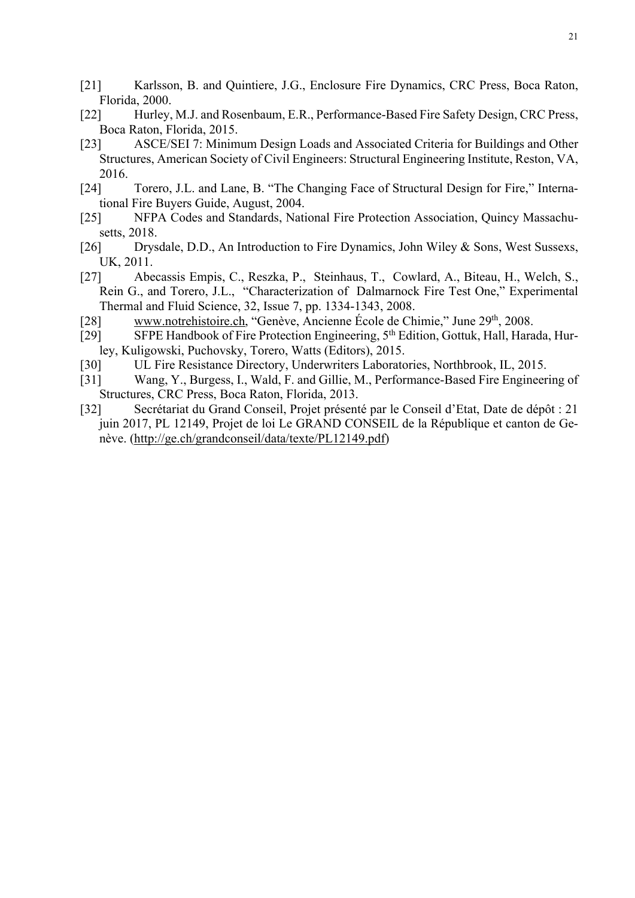[21] Karlsson, B. and Quintiere, J.G., Enclosure Fire Dynamics, CRC Press, Boca Raton, Florida, 2000.

[22] Hurley, M.J. and Rosenbaum, E.R., Performance-Based Fire Safety Design, CRC Press, Boca Raton, Florida, 2015.

[23] ASCE/SEI 7: Minimum Design Loads and Associated Criteria for Buildings and Other Structures, American Society of Civil Engineers: Structural Engineering Institute, Reston, VA, 2016.

[24] Torero, J.L. and Lane, B. "The Changing Face of Structural Design for Fire," International Fire Buyers Guide, August, 2004.

[25] NFPA Codes and Standards, National Fire Protection Association, Quincy Massachusetts, 2018.

[26] Drysdale, D.D., An Introduction to Fire Dynamics, John Wiley & Sons, West Sussexs, UK, 2011.

[27] Abecassis Empis, C., Reszka, P., Steinhaus, T., Cowlard, A., Biteau, H., Welch, S., Rein G., and Torero, J.L., "Characterization of Dalmarnock Fire Test One," Experimental Thermal and Fluid Science, 32, Issue 7, pp. 1334-1343, 2008.

[28] www.notrehistoire.ch, "Genève, Ancienne École de Chimie," June 29th, 2008.

[29] SFPE Handbook of Fire Protection Engineering, 5th Edition, Gottuk, Hall, Harada, Hurley, Kuligowski, Puchovsky, Torero, Watts (Editors), 2015.

[30] UL Fire Resistance Directory, Underwriters Laboratories, Northbrook, IL, 2015.

[31] Wang, Y., Burgess, I., Wald, F. and Gillie, M., Performance-Based Fire Engineering of Structures, CRC Press, Boca Raton, Florida, 2013.

[32] Secrétariat du Grand Conseil, Projet présenté par le Conseil d'Etat, Date de dépôt : 21 juin 2017, PL 12149, Projet de loi Le GRAND CONSEIL de la République et canton de Genève. (http://ge.ch/grandconseil/data/texte/PL12149.pdf)